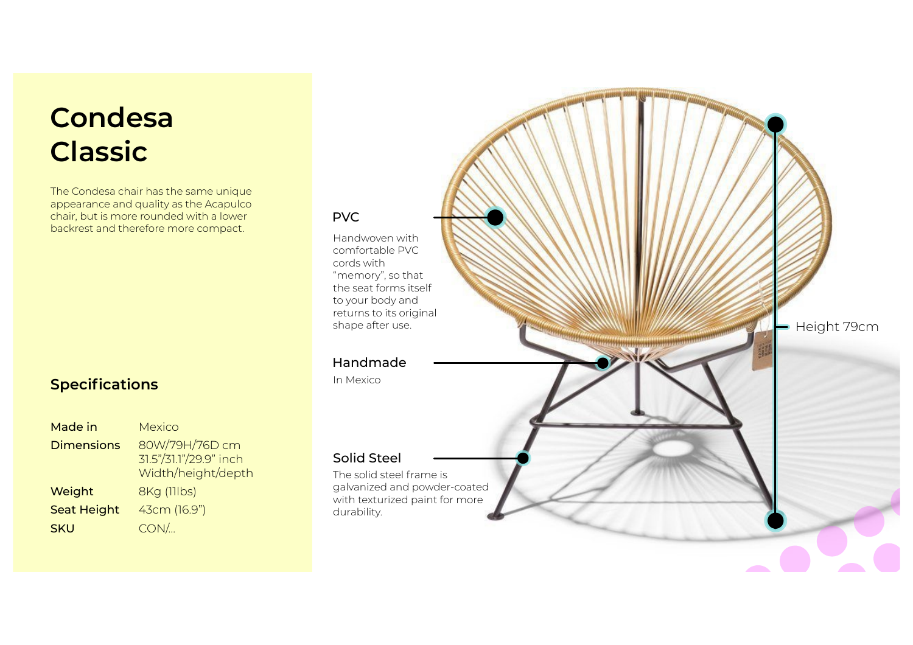# Condesa Classic

The Condesa chair has the same unique appearance and quality as the Acapulco chair, but is more rounded with a lower backrest and therefore more compact.

## Specifications

| | |
|---|---|
| **Made in** | Mexico |
| **Dimensions** | 80W/79H/76D cm<br>31.5"/31.1"/29.9" inch<br>Width/height/depth |
| **Weight** | 8Kg (11lbs) |
| **Seat Height** | 43cm (16.9") |
| **SKU** | CON/... |

### PVC

Handwoven with comfortable PVC cords with "memory", so that the seat forms itself to your body and returns to its original shape after use.

### Handmade

In Mexico

### Solid Steel

The solid steel frame is galvanized and powder-coated with texturized paint for more durability.

Height 79cm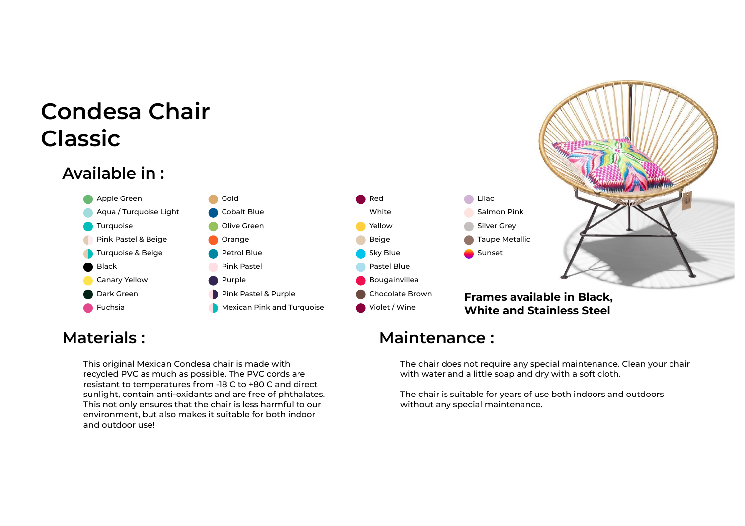# Condesa Chair Classic

## Available in :

- Apple Green
- Aqua / Turquoise Light
- Turquoise
- Pink Pastel & Beige
- Turquoise & Beige
- Black
- Canary Yellow
- Dark Green
- Fuchsia
- Gold
- Cobalt Blue
- Olive Green
- Orange
- Petrol Blue
- Pink Pastel
- Purple
- Pink Pastel & Purple
- Mexican Pink and Turquoise
- Red
- White
- Yellow
- Beige
- Sky Blue
- Pastel Blue
- Bougainvillea
- Chocolate Brown
- Violet / Wine
- Lilac
- Salmon Pink
- Silver Grey
- Taupe Metallic
- Sunset

**Frames available in Black, White and Stainless Steel**

## Materials :

This original Mexican Condesa chair is made with recycled PVC as much as possible. The PVC cords are resistant to temperatures from -18 C to +80 C and direct sunlight, contain anti-oxidants and are free of phthalates. This not only ensures that the chair is less harmful to our environment, but also makes it suitable for both indoor and outdoor use!

## Maintenance :

The chair does not require any special maintenance. Clean your chair with water and a little soap and dry with a soft cloth.

The chair is suitable for years of use both indoors and outdoors without any special maintenance.